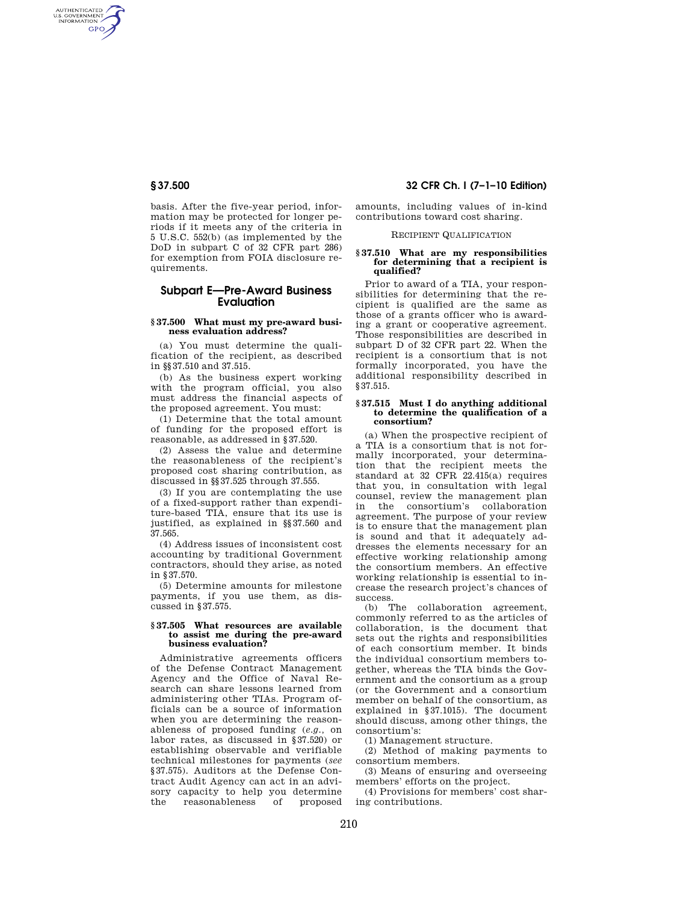basis. After the five-year period, information may be protected for longer periods if it meets any of the criteria in 5 U.S.C. 552(b) (as implemented by the DoD in subpart C of 32 CFR part 286) for exemption from FOIA disclosure requirements.

## Subpart E—Pre-Award Business Evaluation

#### § 37.500 What must my pre-award business evaluation address?

(a) You must determine the qualification of the recipient, as described in §§ 37.510 and 37.515.

(b) As the business expert working with the program official, you also must address the financial aspects of the proposed agreement. You must:

(1) Determine that the total amount of funding for the proposed effort is reasonable, as addressed in § 37.520.

(2) Assess the value and determine the reasonableness of the recipient's proposed cost sharing contribution, as discussed in §§ 37.525 through 37.555.

(3) If you are contemplating the use of a fixed-support rather than expenditure-based TIA, ensure that its use is justified, as explained in §§ 37.560 and 37.565.

(4) Address issues of inconsistent cost accounting by traditional Government contractors, should they arise, as noted in § 37.570.

(5) Determine amounts for milestone payments, if you use them, as discussed in § 37.575.

#### § 37.505 What resources are available to assist me during the pre-award business evaluation?

Administrative agreements officers of the Defense Contract Management Agency and the Office of Naval Research can share lessons learned from administering other TIAs. Program officials can be a source of information when you are determining the reasonableness of proposed funding (*e.g.*, on labor rates, as discussed in § 37.520) or establishing observable and verifiable technical milestones for payments (*see* § 37.575). Auditors at the Defense Contract Audit Agency can act in an advisory capacity to help you determine the reasonableness of proposed amounts, including values of in-kind contributions toward cost sharing.

RECIPIENT QUALIFICATION

#### § 37.510 What are my responsibilities for determining that a recipient is qualified?

Prior to award of a TIA, your responsibilities for determining that the recipient is qualified are the same as those of a grants officer who is awarding a grant or cooperative agreement. Those responsibilities are described in subpart D of 32 CFR part 22. When the recipient is a consortium that is not formally incorporated, you have the additional responsibility described in § 37.515.

#### § 37.515 Must I do anything additional to determine the qualification of a consortium?

(a) When the prospective recipient of a TIA is a consortium that is not formally incorporated, your determination that the recipient meets the standard at 32 CFR 22.415(a) requires that you, in consultation with legal counsel, review the management plan in the consortium's collaboration agreement. The purpose of your review is to ensure that the management plan is sound and that it adequately addresses the elements necessary for an effective working relationship among the consortium members. An effective working relationship is essential to increase the research project's chances of success.

(b) The collaboration agreement, commonly referred to as the articles of collaboration, is the document that sets out the rights and responsibilities of each consortium member. It binds the individual consortium members together, whereas the TIA binds the Government and the consortium as a group (or the Government and a consortium member on behalf of the consortium, as explained in § 37.1015). The document should discuss, among other things, the consortium's:

(1) Management structure.

(2) Method of making payments to consortium members.

(3) Means of ensuring and overseeing members' efforts on the project.

(4) Provisions for members' cost sharing contributions.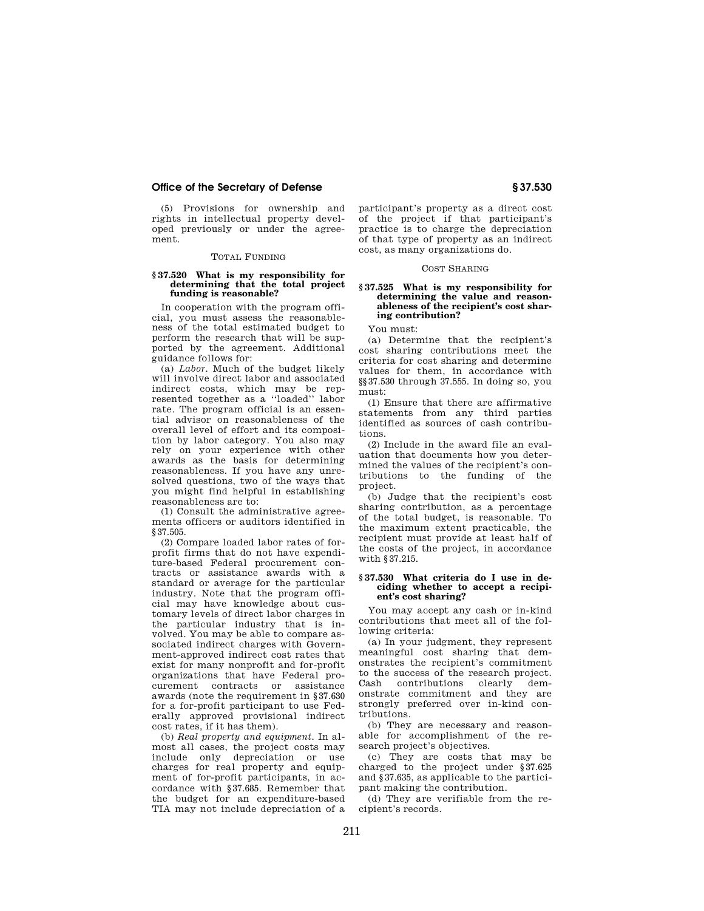(5) Provisions for ownership and rights in intellectual property developed previously or under the agreement.

TOTAL FUNDING

### § 37.520 What is my responsibility for determining that the total project funding is reasonable?

In cooperation with the program official, you must assess the reasonableness of the total estimated budget to perform the research that will be supported by the agreement. Additional guidance follows for:

(a) *Labor*. Much of the budget likely will involve direct labor and associated indirect costs, which may be represented together as a ''loaded'' labor rate. The program official is an essential advisor on reasonableness of the overall level of effort and its composition by labor category. You also may rely on your experience with other awards as the basis for determining reasonableness. If you have any unresolved questions, two of the ways that you might find helpful in establishing reasonableness are to:

(1) Consult the administrative agreements officers or auditors identified in § 37.505.

(2) Compare loaded labor rates of for-profit firms that do not have expenditure-based Federal procurement contracts or assistance awards with a standard or average for the particular industry. Note that the program official may have knowledge about customary levels of direct labor charges in the particular industry that is involved. You may be able to compare associated indirect charges with Government-approved indirect cost rates that exist for many nonprofit and for-profit organizations that have Federal procurement contracts or assistance awards (note the requirement in § 37.630 for a for-profit participant to use Federally approved provisional indirect cost rates, if it has them).

(b) *Real property and equipment*. In almost all cases, the project costs may include only depreciation or use charges for real property and equipment of for-profit participants, in accordance with § 37.685. Remember that the budget for an expenditure-based TIA may not include depreciation of a participant's property as a direct cost of the project if that participant's practice is to charge the depreciation of that type of property as an indirect cost, as many organizations do.

COST SHARING

### § 37.525 What is my responsibility for determining the value and reasonableness of the recipient's cost sharing contribution?

You must:

(a) Determine that the recipient's cost sharing contributions meet the criteria for cost sharing and determine values for them, in accordance with §§ 37.530 through 37.555. In doing so, you must:

(1) Ensure that there are affirmative statements from any third parties identified as sources of cash contributions.

(2) Include in the award file an evaluation that documents how you determined the values of the recipient's contributions to the funding of the project.

(b) Judge that the recipient's cost sharing contribution, as a percentage of the total budget, is reasonable. To the maximum extent practicable, the recipient must provide at least half of the costs of the project, in accordance with § 37.215.

### § 37.530 What criteria do I use in deciding whether to accept a recipient's cost sharing?

You may accept any cash or in-kind contributions that meet all of the following criteria:

(a) In your judgment, they represent meaningful cost sharing that demonstrates the recipient's commitment to the success of the research project. Cash contributions clearly demonstrate commitment and they are strongly preferred over in-kind contributions.

(b) They are necessary and reasonable for accomplishment of the research project's objectives.

(c) They are costs that may be charged to the project under § 37.625 and § 37.635, as applicable to the participant making the contribution.

(d) They are verifiable from the recipient's records.